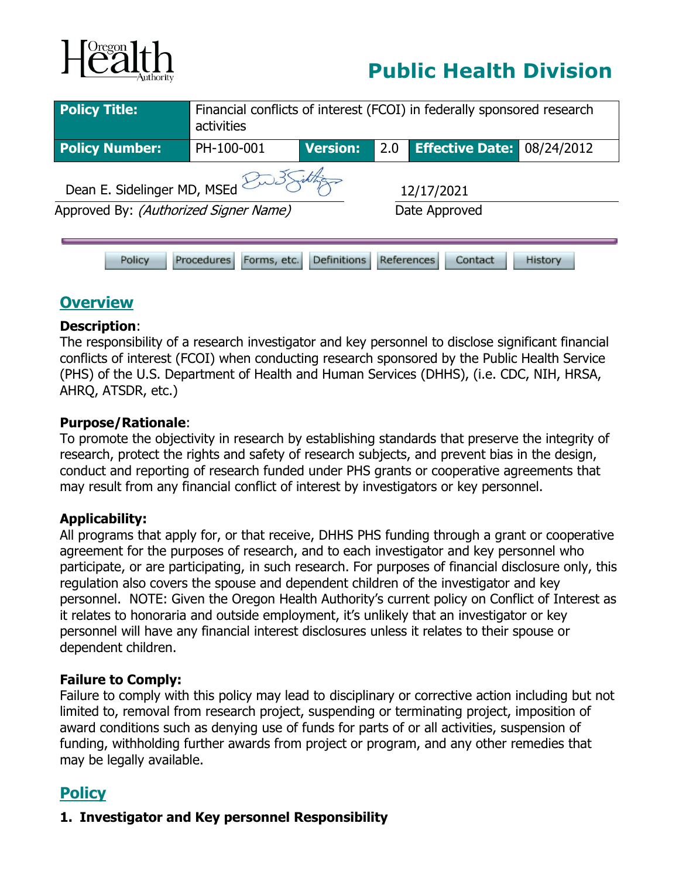# Public Health Division

| Policy Title: | Financial conflicts of interest (FCOI) in federally sponsored research activities | | | | |
|---|---|---|---|---|---|
| **Policy Number:** | PH-100-001 | **Version:** | 2.0 | **Effective Date:** | 08/24/2012 |

Dean E. Sidelinger MD, MSEd — 12/17/2021

Approved By: *(Authorized Signer Name)* — Date Approved

Policy | Procedures | Forms, etc. | Definitions | References | Contact | History

## Overview

**Description**:
The responsibility of a research investigator and key personnel to disclose significant financial conflicts of interest (FCOI) when conducting research sponsored by the Public Health Service (PHS) of the U.S. Department of Health and Human Services (DHHS), (i.e. CDC, NIH, HRSA, AHRQ, ATSDR, etc.)

**Purpose/Rationale**:
To promote the objectivity in research by establishing standards that preserve the integrity of research, protect the rights and safety of research subjects, and prevent bias in the design, conduct and reporting of research funded under PHS grants or cooperative agreements that may result from any financial conflict of interest by investigators or key personnel.

**Applicability:**
All programs that apply for, or that receive, DHHS PHS funding through a grant or cooperative agreement for the purposes of research, and to each investigator and key personnel who participate, or are participating, in such research. For purposes of financial disclosure only, this regulation also covers the spouse and dependent children of the investigator and key personnel. NOTE: Given the Oregon Health Authority's current policy on Conflict of Interest as it relates to honoraria and outside employment, it's unlikely that an investigator or key personnel will have any financial interest disclosures unless it relates to their spouse or dependent children.

**Failure to Comply:**
Failure to comply with this policy may lead to disciplinary or corrective action including but not limited to, removal from research project, suspending or terminating project, imposition of award conditions such as denying use of funds for parts of or all activities, suspension of funding, withholding further awards from project or program, and any other remedies that may be legally available.

## Policy

**1. Investigator and Key personnel Responsibility**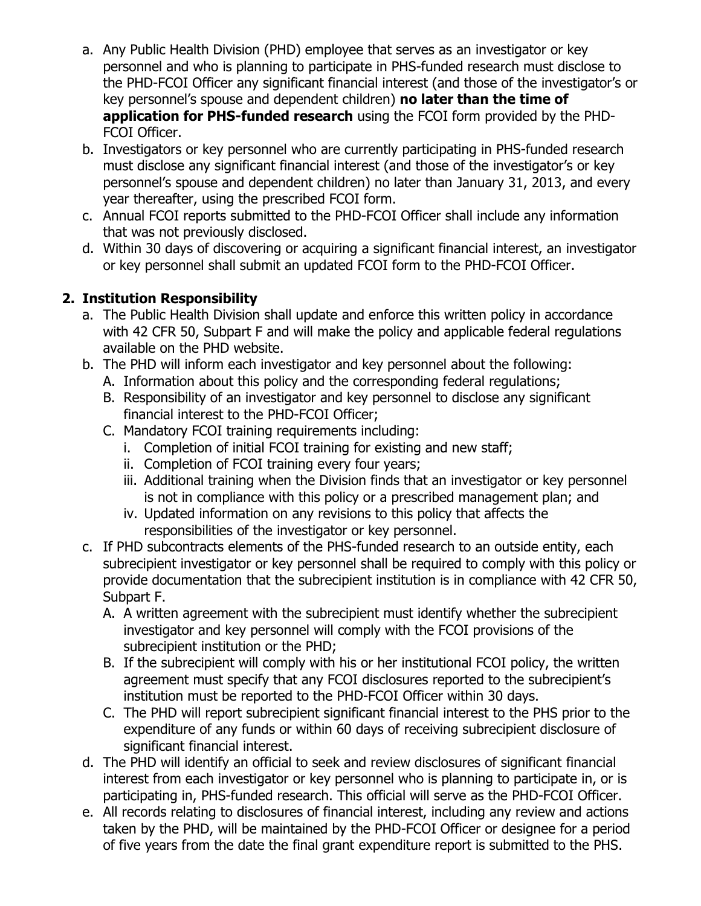a. Any Public Health Division (PHD) employee that serves as an investigator or key personnel and who is planning to participate in PHS-funded research must disclose to the PHD-FCOI Officer any significant financial interest (and those of the investigator's or key personnel's spouse and dependent children) **no later than the time of application for PHS-funded research** using the FCOI form provided by the PHD-FCOI Officer.
b. Investigators or key personnel who are currently participating in PHS-funded research must disclose any significant financial interest (and those of the investigator's or key personnel's spouse and dependent children) no later than January 31, 2013, and every year thereafter, using the prescribed FCOI form.
c. Annual FCOI reports submitted to the PHD-FCOI Officer shall include any information that was not previously disclosed.
d. Within 30 days of discovering or acquiring a significant financial interest, an investigator or key personnel shall submit an updated FCOI form to the PHD-FCOI Officer.

**2. Institution Responsibility**

a. The Public Health Division shall update and enforce this written policy in accordance with 42 CFR 50, Subpart F and will make the policy and applicable federal regulations available on the PHD website.
b. The PHD will inform each investigator and key personnel about the following:
   A. Information about this policy and the corresponding federal regulations;
   B. Responsibility of an investigator and key personnel to disclose any significant financial interest to the PHD-FCOI Officer;
   C. Mandatory FCOI training requirements including:
      i. Completion of initial FCOI training for existing and new staff;
      ii. Completion of FCOI training every four years;
      iii. Additional training when the Division finds that an investigator or key personnel is not in compliance with this policy or a prescribed management plan; and
      iv. Updated information on any revisions to this policy that affects the responsibilities of the investigator or key personnel.
c. If PHD subcontracts elements of the PHS-funded research to an outside entity, each subrecipient investigator or key personnel shall be required to comply with this policy or provide documentation that the subrecipient institution is in compliance with 42 CFR 50, Subpart F.
   A. A written agreement with the subrecipient must identify whether the subrecipient investigator and key personnel will comply with the FCOI provisions of the subrecipient institution or the PHD;
   B. If the subrecipient will comply with his or her institutional FCOI policy, the written agreement must specify that any FCOI disclosures reported to the subrecipient's institution must be reported to the PHD-FCOI Officer within 30 days.
   C. The PHD will report subrecipient significant financial interest to the PHS prior to the expenditure of any funds or within 60 days of receiving subrecipient disclosure of significant financial interest.
d. The PHD will identify an official to seek and review disclosures of significant financial interest from each investigator or key personnel who is planning to participate in, or is participating in, PHS-funded research. This official will serve as the PHD-FCOI Officer.
e. All records relating to disclosures of financial interest, including any review and actions taken by the PHD, will be maintained by the PHD-FCOI Officer or designee for a period of five years from the date the final grant expenditure report is submitted to the PHS.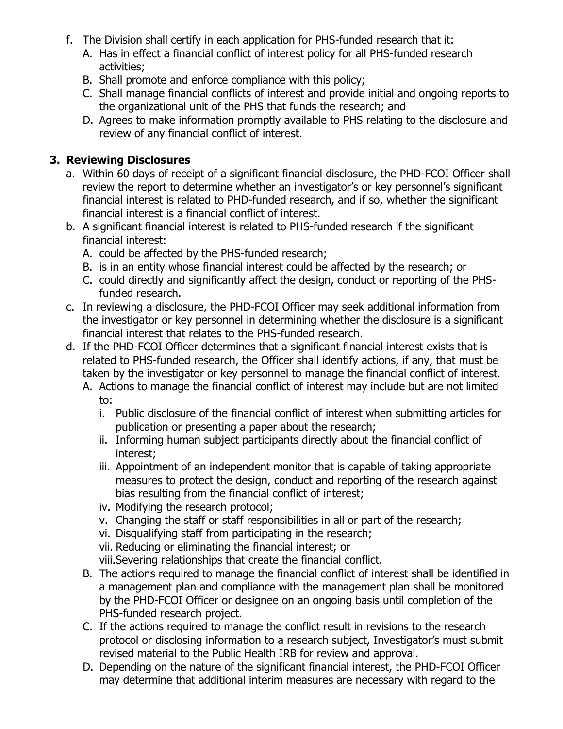f. The Division shall certify in each application for PHS-funded research that it:
   A. Has in effect a financial conflict of interest policy for all PHS-funded research activities;
   B. Shall promote and enforce compliance with this policy;
   C. Shall manage financial conflicts of interest and provide initial and ongoing reports to the organizational unit of the PHS that funds the research; and
   D. Agrees to make information promptly available to PHS relating to the disclosure and review of any financial conflict of interest.

## 3. Reviewing Disclosures

a. Within 60 days of receipt of a significant financial disclosure, the PHD-FCOI Officer shall review the report to determine whether an investigator's or key personnel's significant financial interest is related to PHD-funded research, and if so, whether the significant financial interest is a financial conflict of interest.

b. A significant financial interest is related to PHS-funded research if the significant financial interest:
   A. could be affected by the PHS-funded research;
   B. is in an entity whose financial interest could be affected by the research; or
   C. could directly and significantly affect the design, conduct or reporting of the PHS-funded research.

c. In reviewing a disclosure, the PHD-FCOI Officer may seek additional information from the investigator or key personnel in determining whether the disclosure is a significant financial interest that relates to the PHS-funded research.

d. If the PHD-FCOI Officer determines that a significant financial interest exists that is related to PHS-funded research, the Officer shall identify actions, if any, that must be taken by the investigator or key personnel to manage the financial conflict of interest.
   A. Actions to manage the financial conflict of interest may include but are not limited to:
      i. Public disclosure of the financial conflict of interest when submitting articles for publication or presenting a paper about the research;
      ii. Informing human subject participants directly about the financial conflict of interest;
      iii. Appointment of an independent monitor that is capable of taking appropriate measures to protect the design, conduct and reporting of the research against bias resulting from the financial conflict of interest;
      iv. Modifying the research protocol;
      v. Changing the staff or staff responsibilities in all or part of the research;
      vi. Disqualifying staff from participating in the research;
      vii. Reducing or eliminating the financial interest; or
      viii. Severing relationships that create the financial conflict.
   B. The actions required to manage the financial conflict of interest shall be identified in a management plan and compliance with the management plan shall be monitored by the PHD-FCOI Officer or designee on an ongoing basis until completion of the PHS-funded research project.
   C. If the actions required to manage the conflict result in revisions to the research protocol or disclosing information to a research subject, Investigator's must submit revised material to the Public Health IRB for review and approval.
   D. Depending on the nature of the significant financial interest, the PHD-FCOI Officer may determine that additional interim measures are necessary with regard to the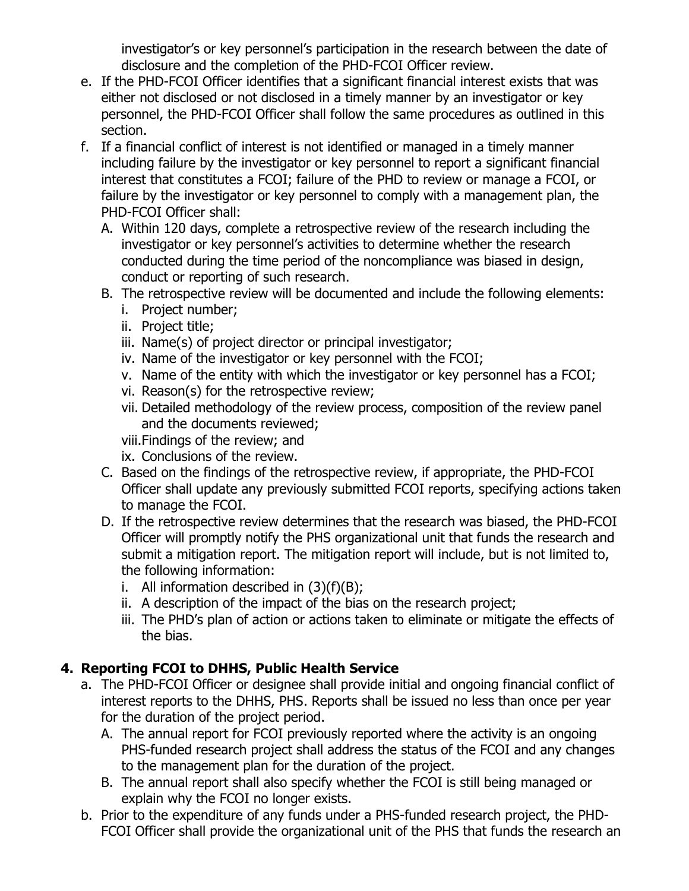investigator's or key personnel's participation in the research between the date of disclosure and the completion of the PHD-FCOI Officer review.

e. If the PHD-FCOI Officer identifies that a significant financial interest exists that was either not disclosed or not disclosed in a timely manner by an investigator or key personnel, the PHD-FCOI Officer shall follow the same procedures as outlined in this section.

f. If a financial conflict of interest is not identified or managed in a timely manner including failure by the investigator or key personnel to report a significant financial interest that constitutes a FCOI; failure of the PHD to review or manage a FCOI, or failure by the investigator or key personnel to comply with a management plan, the PHD-FCOI Officer shall:

   A. Within 120 days, complete a retrospective review of the research including the investigator or key personnel's activities to determine whether the research conducted during the time period of the noncompliance was biased in design, conduct or reporting of such research.

   B. The retrospective review will be documented and include the following elements:
      i. Project number;
      ii. Project title;
      iii. Name(s) of project director or principal investigator;
      iv. Name of the investigator or key personnel with the FCOI;
      v. Name of the entity with which the investigator or key personnel has a FCOI;
      vi. Reason(s) for the retrospective review;
      vii. Detailed methodology of the review process, composition of the review panel and the documents reviewed;
      viii. Findings of the review; and
      ix. Conclusions of the review.

   C. Based on the findings of the retrospective review, if appropriate, the PHD-FCOI Officer shall update any previously submitted FCOI reports, specifying actions taken to manage the FCOI.

   D. If the retrospective review determines that the research was biased, the PHD-FCOI Officer will promptly notify the PHS organizational unit that funds the research and submit a mitigation report. The mitigation report will include, but is not limited to, the following information:
      i. All information described in (3)(f)(B);
      ii. A description of the impact of the bias on the research project;
      iii. The PHD's plan of action or actions taken to eliminate or mitigate the effects of the bias.

## 4. Reporting FCOI to DHHS, Public Health Service

a. The PHD-FCOI Officer or designee shall provide initial and ongoing financial conflict of interest reports to the DHHS, PHS. Reports shall be issued no less than once per year for the duration of the project period.

   A. The annual report for FCOI previously reported where the activity is an ongoing PHS-funded research project shall address the status of the FCOI and any changes to the management plan for the duration of the project.

   B. The annual report shall also specify whether the FCOI is still being managed or explain why the FCOI no longer exists.

b. Prior to the expenditure of any funds under a PHS-funded research project, the PHD-FCOI Officer shall provide the organizational unit of the PHS that funds the research an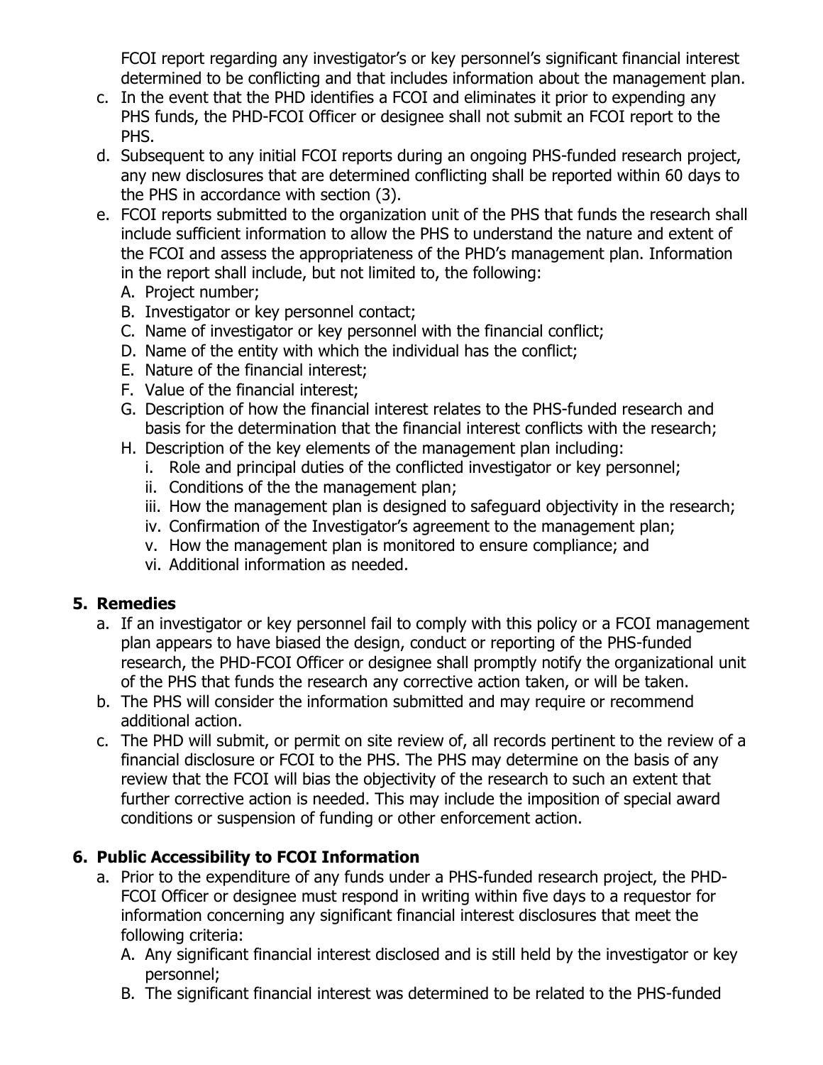FCOI report regarding any investigator's or key personnel's significant financial interest determined to be conflicting and that includes information about the management plan.

c. In the event that the PHD identifies a FCOI and eliminates it prior to expending any PHS funds, the PHD-FCOI Officer or designee shall not submit an FCOI report to the PHS.
d. Subsequent to any initial FCOI reports during an ongoing PHS-funded research project, any new disclosures that are determined conflicting shall be reported within 60 days to the PHS in accordance with section (3).
e. FCOI reports submitted to the organization unit of the PHS that funds the research shall include sufficient information to allow the PHS to understand the nature and extent of the FCOI and assess the appropriateness of the PHD's management plan. Information in the report shall include, but not limited to, the following:
   A. Project number;
   B. Investigator or key personnel contact;
   C. Name of investigator or key personnel with the financial conflict;
   D. Name of the entity with which the individual has the conflict;
   E. Nature of the financial interest;
   F. Value of the financial interest;
   G. Description of how the financial interest relates to the PHS-funded research and basis for the determination that the financial interest conflicts with the research;
   H. Description of the key elements of the management plan including:
      i. Role and principal duties of the conflicted investigator or key personnel;
      ii. Conditions of the the management plan;
      iii. How the management plan is designed to safeguard objectivity in the research;
      iv. Confirmation of the Investigator's agreement to the management plan;
      v. How the management plan is monitored to ensure compliance; and
      vi. Additional information as needed.

## 5. Remedies

a. If an investigator or key personnel fail to comply with this policy or a FCOI management plan appears to have biased the design, conduct or reporting of the PHS-funded research, the PHD-FCOI Officer or designee shall promptly notify the organizational unit of the PHS that funds the research any corrective action taken, or will be taken.
b. The PHS will consider the information submitted and may require or recommend additional action.
c. The PHD will submit, or permit on site review of, all records pertinent to the review of a financial disclosure or FCOI to the PHS. The PHS may determine on the basis of any review that the FCOI will bias the objectivity of the research to such an extent that further corrective action is needed. This may include the imposition of special award conditions or suspension of funding or other enforcement action.

## 6. Public Accessibility to FCOI Information

a. Prior to the expenditure of any funds under a PHS-funded research project, the PHD-FCOI Officer or designee must respond in writing within five days to a requestor for information concerning any significant financial interest disclosures that meet the following criteria:
   A. Any significant financial interest disclosed and is still held by the investigator or key personnel;
   B. The significant financial interest was determined to be related to the PHS-funded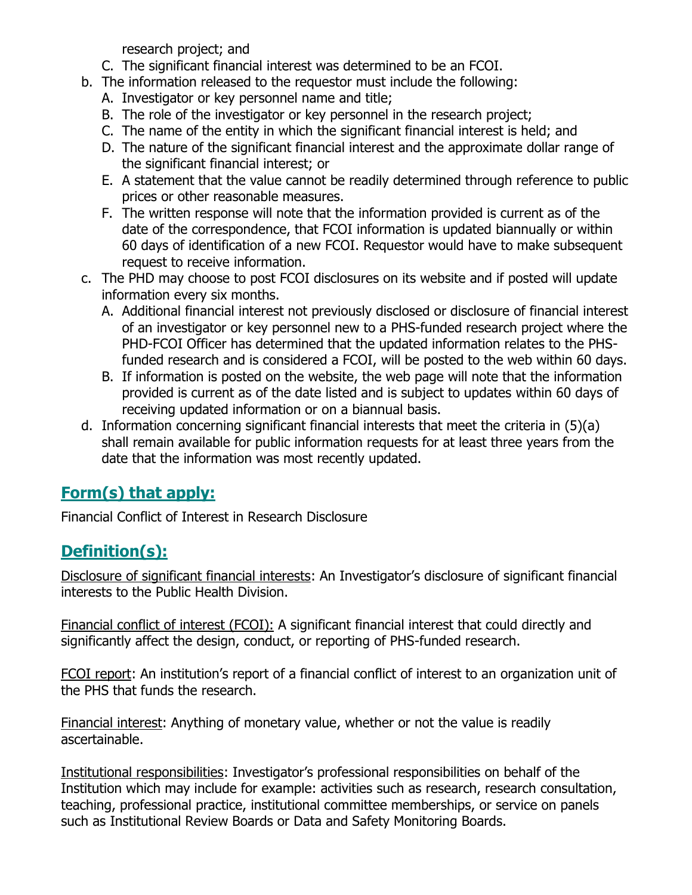research project; and

   C. The significant financial interest was determined to be an FCOI.

b. The information released to the requestor must include the following:
   A. Investigator or key personnel name and title;
   B. The role of the investigator or key personnel in the research project;
   C. The name of the entity in which the significant financial interest is held; and
   D. The nature of the significant financial interest and the approximate dollar range of the significant financial interest; or
   E. A statement that the value cannot be readily determined through reference to public prices or other reasonable measures.
   F. The written response will note that the information provided is current as of the date of the correspondence, that FCOI information is updated biannually or within 60 days of identification of a new FCOI. Requestor would have to make subsequent request to receive information.

c. The PHD may choose to post FCOI disclosures on its website and if posted will update information every six months.
   A. Additional financial interest not previously disclosed or disclosure of financial interest of an investigator or key personnel new to a PHS-funded research project where the PHD-FCOI Officer has determined that the updated information relates to the PHS-funded research and is considered a FCOI, will be posted to the web within 60 days.
   B. If information is posted on the website, the web page will note that the information provided is current as of the date listed and is subject to updates within 60 days of receiving updated information or on a biannual basis.

d. Information concerning significant financial interests that meet the criteria in (5)(a) shall remain available for public information requests for at least three years from the date that the information was most recently updated.

## Form(s) that apply:

Financial Conflict of Interest in Research Disclosure

## Definition(s):

Disclosure of significant financial interests: An Investigator's disclosure of significant financial interests to the Public Health Division.

Financial conflict of interest (FCOI): A significant financial interest that could directly and significantly affect the design, conduct, or reporting of PHS-funded research.

FCOI report: An institution's report of a financial conflict of interest to an organization unit of the PHS that funds the research.

Financial interest: Anything of monetary value, whether or not the value is readily ascertainable.

Institutional responsibilities: Investigator's professional responsibilities on behalf of the Institution which may include for example: activities such as research, research consultation, teaching, professional practice, institutional committee memberships, or service on panels such as Institutional Review Boards or Data and Safety Monitoring Boards.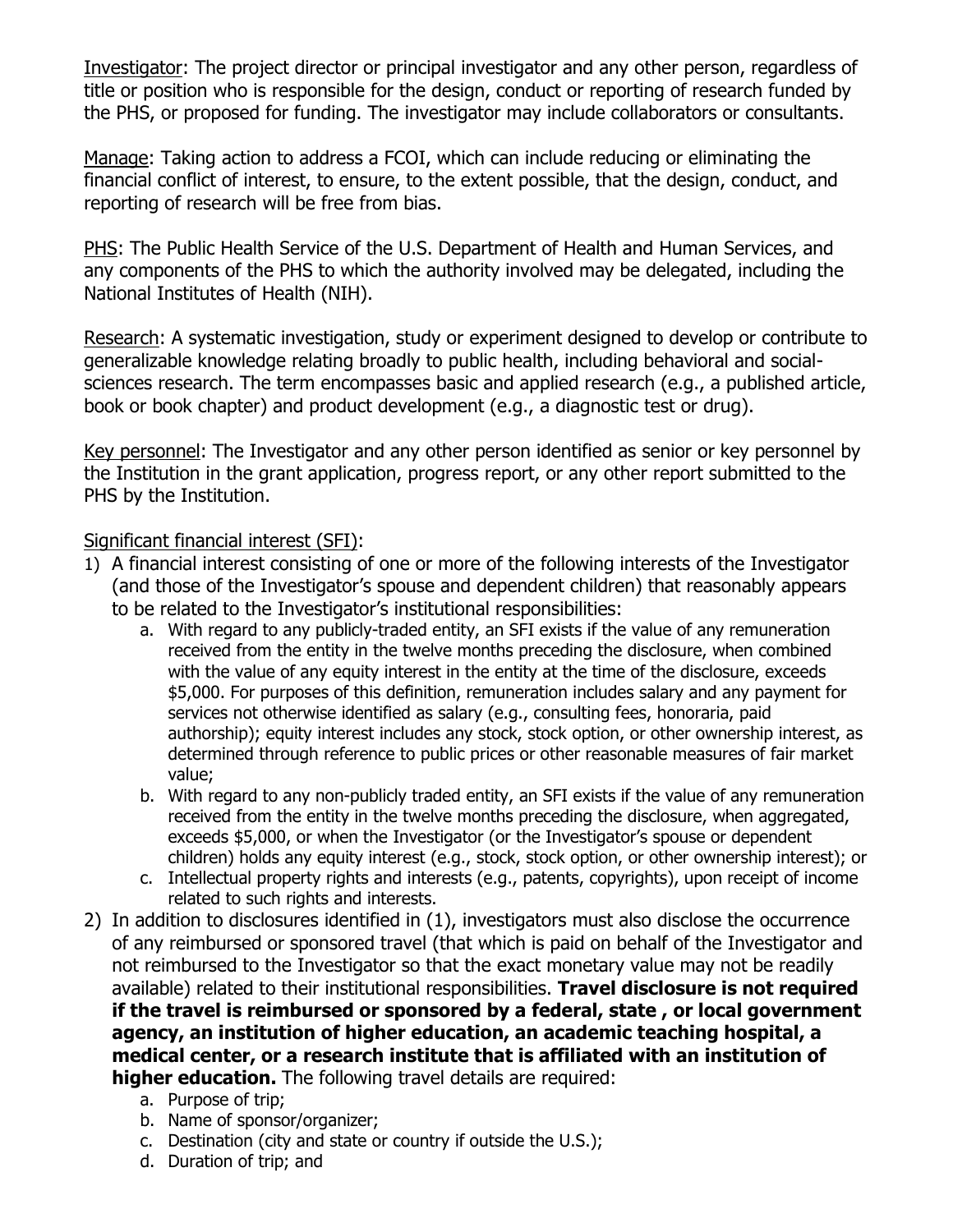Investigator: The project director or principal investigator and any other person, regardless of title or position who is responsible for the design, conduct or reporting of research funded by the PHS, or proposed for funding. The investigator may include collaborators or consultants.

Manage: Taking action to address a FCOI, which can include reducing or eliminating the financial conflict of interest, to ensure, to the extent possible, that the design, conduct, and reporting of research will be free from bias.

PHS: The Public Health Service of the U.S. Department of Health and Human Services, and any components of the PHS to which the authority involved may be delegated, including the National Institutes of Health (NIH).

Research: A systematic investigation, study or experiment designed to develop or contribute to generalizable knowledge relating broadly to public health, including behavioral and social-sciences research. The term encompasses basic and applied research (e.g., a published article, book or book chapter) and product development (e.g., a diagnostic test or drug).

Key personnel: The Investigator and any other person identified as senior or key personnel by the Institution in the grant application, progress report, or any other report submitted to the PHS by the Institution.

Significant financial interest (SFI):

1) A financial interest consisting of one or more of the following interests of the Investigator (and those of the Investigator's spouse and dependent children) that reasonably appears to be related to the Investigator's institutional responsibilities:
   a. With regard to any publicly-traded entity, an SFI exists if the value of any remuneration received from the entity in the twelve months preceding the disclosure, when combined with the value of any equity interest in the entity at the time of the disclosure, exceeds $5,000. For purposes of this definition, remuneration includes salary and any payment for services not otherwise identified as salary (e.g., consulting fees, honoraria, paid authorship); equity interest includes any stock, stock option, or other ownership interest, as determined through reference to public prices or other reasonable measures of fair market value;
   b. With regard to any non-publicly traded entity, an SFI exists if the value of any remuneration received from the entity in the twelve months preceding the disclosure, when aggregated, exceeds $5,000, or when the Investigator (or the Investigator's spouse or dependent children) holds any equity interest (e.g., stock, stock option, or other ownership interest); or
   c. Intellectual property rights and interests (e.g., patents, copyrights), upon receipt of income related to such rights and interests.
2) In addition to disclosures identified in (1), investigators must also disclose the occurrence of any reimbursed or sponsored travel (that which is paid on behalf of the Investigator and not reimbursed to the Investigator so that the exact monetary value may not be readily available) related to their institutional responsibilities. **Travel disclosure is not required if the travel is reimbursed or sponsored by a federal, state , or local government agency, an institution of higher education, an academic teaching hospital, a medical center, or a research institute that is affiliated with an institution of higher education.** The following travel details are required:
   a. Purpose of trip;
   b. Name of sponsor/organizer;
   c. Destination (city and state or country if outside the U.S.);
   d. Duration of trip; and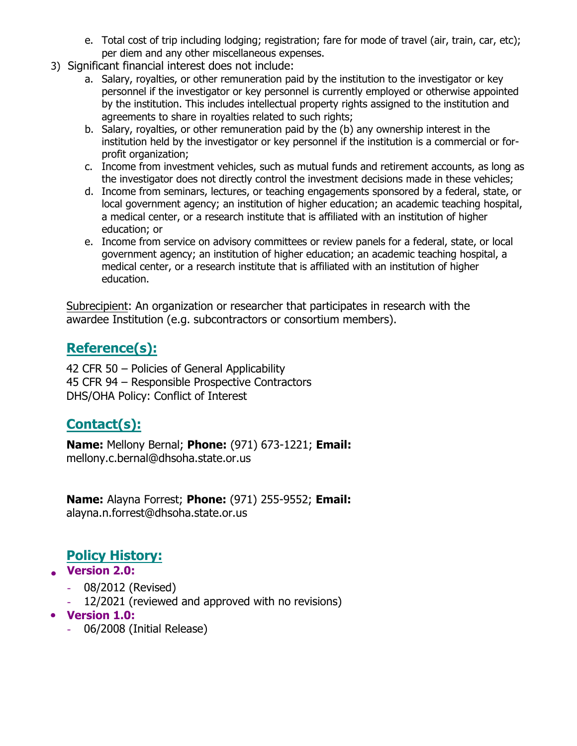e. Total cost of trip including lodging; registration; fare for mode of travel (air, train, car, etc); per diem and any other miscellaneous expenses.

3) Significant financial interest does not include:
   a. Salary, royalties, or other remuneration paid by the institution to the investigator or key personnel if the investigator or key personnel is currently employed or otherwise appointed by the institution. This includes intellectual property rights assigned to the institution and agreements to share in royalties related to such rights;
   b. Salary, royalties, or other remuneration paid by the (b) any ownership interest in the institution held by the investigator or key personnel if the institution is a commercial or for-profit organization;
   c. Income from investment vehicles, such as mutual funds and retirement accounts, as long as the investigator does not directly control the investment decisions made in these vehicles;
   d. Income from seminars, lectures, or teaching engagements sponsored by a federal, state, or local government agency; an institution of higher education; an academic teaching hospital, a medical center, or a research institute that is affiliated with an institution of higher education; or
   e. Income from service on advisory committees or review panels for a federal, state, or local government agency; an institution of higher education; an academic teaching hospital, a medical center, or a research institute that is affiliated with an institution of higher education.

Subrecipient: An organization or researcher that participates in research with the awardee Institution (e.g. subcontractors or consortium members).

## Reference(s):

42 CFR 50 – Policies of General Applicability
45 CFR 94 – Responsible Prospective Contractors
DHS/OHA Policy: Conflict of Interest

## Contact(s):

**Name:** Mellony Bernal; **Phone:** (971) 673-1221; **Email:** mellony.c.bernal@dhsoha.state.or.us

**Name:** Alayna Forrest; **Phone:** (971) 255-9552; **Email:** alayna.n.forrest@dhsoha.state.or.us

## Policy History:

- **Version 2.0:**
  - 08/2012 (Revised)
  - 12/2021 (reviewed and approved with no revisions)
- **Version 1.0:**
  - 06/2008 (Initial Release)